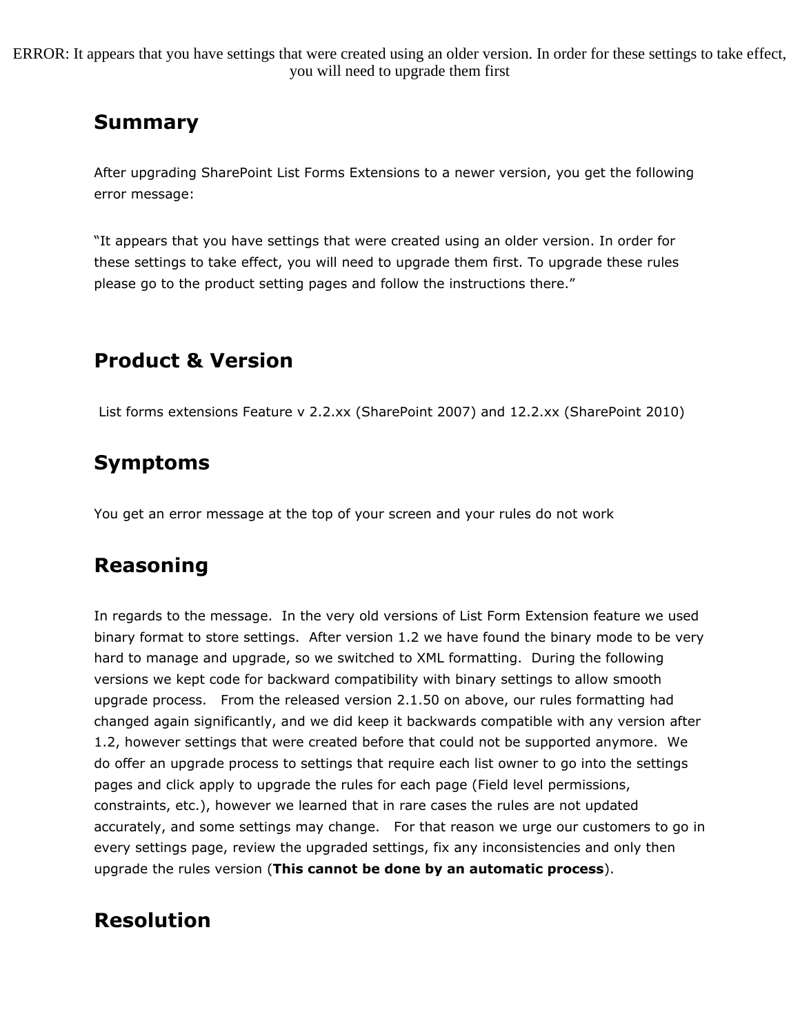# ERROR: It appears that you have settings that were created using an older version. In order for these settings to take effect, you will need to upgrade them first

## Summary

After upgrading SharePoint List Forms Extensions to a newer version, you get the following error message:

“It appears that you have settings that were created using an older version. In order for these settings to take effect, you will need to upgrade them first. To upgrade these rules please go to the product setting pages and follow the instructions there.”

## Product & Version

List forms extensions Feature v 2.2.xx (SharePoint 2007) and 12.2.xx (SharePoint 2010)

## Symptoms

You get an error message at the top of your screen and your rules do not work

## Reasoning

In regards to the message. In the very old versions of List Form Extension feature we used binary format to store settings. After version 1.2 we have found the binary mode to be very hard to manage and upgrade, so we switched to XML formatting. During the following versions we kept code for backward compatibility with binary settings to allow smooth upgrade process. From the released version 2.1.50 on above, our rules formatting had changed again significantly, and we did keep it backwards compatible with any version after 1.2, however settings that were created before that could not be supported anymore. We do offer an upgrade process to settings that require each list owner to go into the settings pages and click apply to upgrade the rules for each page (Field level permissions, constraints, etc.), however we learned that in rare cases the rules are not updated accurately, and some settings may change. For that reason we urge our customers to go in every settings page, review the upgraded settings, fix any inconsistencies and only then upgrade the rules version (**This cannot be done by an automatic process**).

## Resolution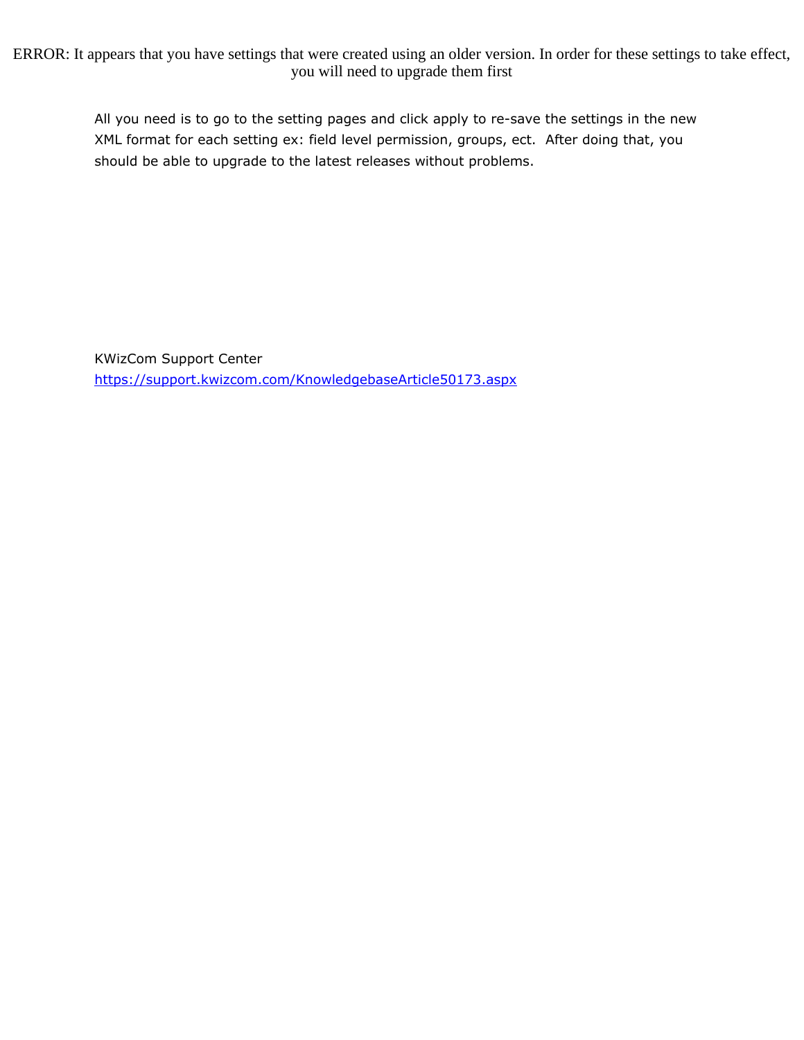ERROR: It appears that you have settings that were created using an older version. In order for these settings to take effect, you will need to upgrade them first

All you need is to go to the setting pages and click apply to re-save the settings in the new XML format for each setting ex: field level permission, groups, ect. After doing that, you should be able to upgrade to the latest releases without problems.

KWizCom Support Center
https://support.kwizcom.com/KnowledgebaseArticle50173.aspx